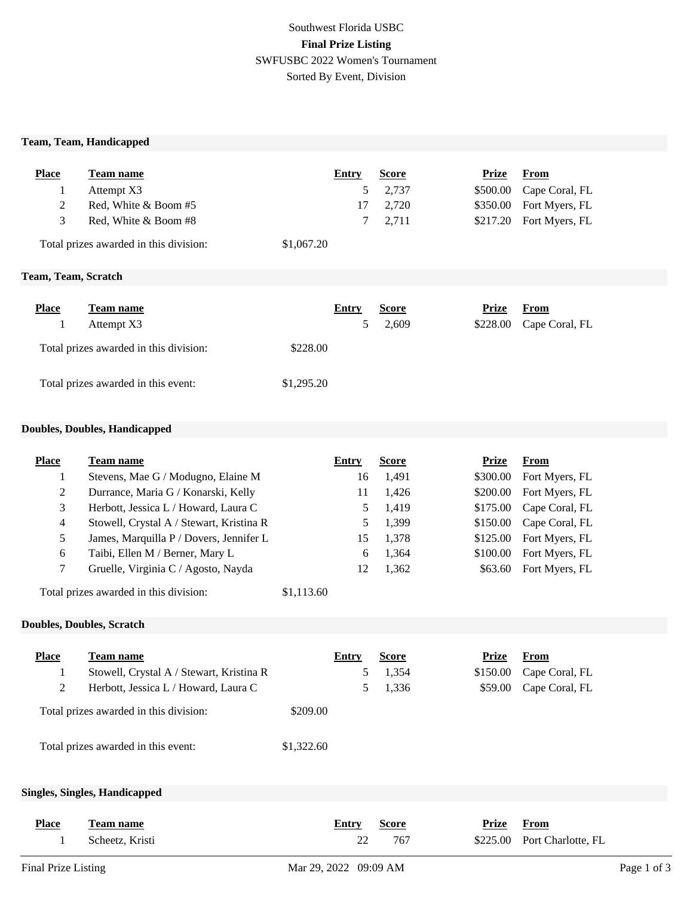Southwest Florida USBC

**Final Prize Listing**

SWFUSBC 2022 Women's Tournament

Sorted By Event, Division

### Team, Team, Handicapped

| Place | Team name | Entry | Score | Prize | From |
|---|---|---|---|---|---|
| 1 | Attempt X3 | 5 | 2,737 | $500.00 | Cape Coral, FL |
| 2 | Red, White & Boom #5 | 17 | 2,720 | $350.00 | Fort Myers, FL |
| 3 | Red, White & Boom #8 | 7 | 2,711 | $217.20 | Fort Myers, FL |

Total prizes awarded in this division: $1,067.20

### Team, Team, Scratch

| Place | Team name | Entry | Score | Prize | From |
|---|---|---|---|---|---|
| 1 | Attempt X3 | 5 | 2,609 | $228.00 | Cape Coral, FL |

Total prizes awarded in this division: $228.00

Total prizes awarded in this event: $1,295.20

### Doubles, Doubles, Handicapped

| Place | Team name | Entry | Score | Prize | From |
|---|---|---|---|---|---|
| 1 | Stevens, Mae G / Modugno, Elaine M | 16 | 1,491 | $300.00 | Fort Myers, FL |
| 2 | Durrance, Maria G / Konarski, Kelly | 11 | 1,426 | $200.00 | Fort Myers, FL |
| 3 | Herbott, Jessica L / Howard, Laura C | 5 | 1,419 | $175.00 | Cape Coral, FL |
| 4 | Stowell, Crystal A / Stewart, Kristina R | 5 | 1,399 | $150.00 | Cape Coral, FL |
| 5 | James, Marquilla P / Dovers, Jennifer L | 15 | 1,378 | $125.00 | Fort Myers, FL |
| 6 | Taibi, Ellen M / Berner, Mary L | 6 | 1,364 | $100.00 | Fort Myers, FL |
| 7 | Gruelle, Virginia C / Agosto, Nayda | 12 | 1,362 | $63.60 | Fort Myers, FL |

Total prizes awarded in this division: $1,113.60

### Doubles, Doubles, Scratch

| Place | Team name | Entry | Score | Prize | From |
|---|---|---|---|---|---|
| 1 | Stowell, Crystal A / Stewart, Kristina R | 5 | 1,354 | $150.00 | Cape Coral, FL |
| 2 | Herbott, Jessica L / Howard, Laura C | 5 | 1,336 | $59.00 | Cape Coral, FL |

Total prizes awarded in this division: $209.00

Total prizes awarded in this event: $1,322.60

### Singles, Singles, Handicapped

| Place | Team name | Entry | Score | Prize | From |
|---|---|---|---|---|---|
| 1 | Scheetz, Kristi | 22 | 767 | $225.00 | Port Charlotte, FL |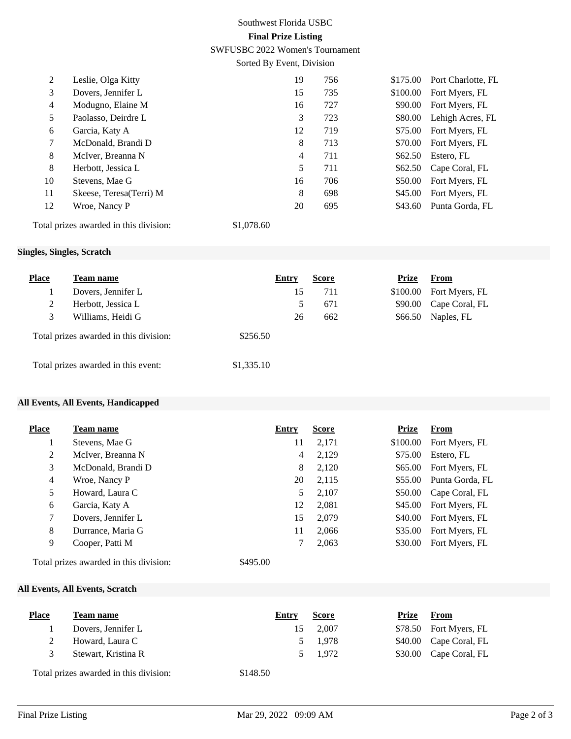Southwest Florida USBC

**Final Prize Listing**

SWFUSBC 2022 Women's Tournament

Sorted By Event, Division

| Place | Team name | Entry | Score | Prize | From |
|---|---|---|---|---|---|
| 2 | Leslie, Olga Kitty | 19 | 756 | $175.00 | Port Charlotte, FL |
| 3 | Dovers, Jennifer L | 15 | 735 | $100.00 | Fort Myers, FL |
| 4 | Modugno, Elaine M | 16 | 727 | $90.00 | Fort Myers, FL |
| 5 | Paolasso, Deirdre L | 3 | 723 | $80.00 | Lehigh Acres, FL |
| 6 | Garcia, Katy A | 12 | 719 | $75.00 | Fort Myers, FL |
| 7 | McDonald, Brandi D | 8 | 713 | $70.00 | Fort Myers, FL |
| 8 | McIver, Breanna N | 4 | 711 | $62.50 | Estero, FL |
| 8 | Herbott, Jessica L | 5 | 711 | $62.50 | Cape Coral, FL |
| 10 | Stevens, Mae G | 16 | 706 | $50.00 | Fort Myers, FL |
| 11 | Skeese, Teresa(Terri) M | 8 | 698 | $45.00 | Fort Myers, FL |
| 12 | Wroe, Nancy P | 20 | 695 | $43.60 | Punta Gorda, FL |

Total prizes awarded in this division: $1,078.60

### Singles, Singles, Scratch

| Place | Team name | Entry | Score | Prize | From |
|---|---|---|---|---|---|
| 1 | Dovers, Jennifer L | 15 | 711 | $100.00 | Fort Myers, FL |
| 2 | Herbott, Jessica L | 5 | 671 | $90.00 | Cape Coral, FL |
| 3 | Williams, Heidi G | 26 | 662 | $66.50 | Naples, FL |

Total prizes awarded in this division: $256.50

Total prizes awarded in this event: $1,335.10

### All Events, All Events, Handicapped

| Place | Team name | Entry | Score | Prize | From |
|---|---|---|---|---|---|
| 1 | Stevens, Mae G | 11 | 2,171 | $100.00 | Fort Myers, FL |
| 2 | McIver, Breanna N | 4 | 2,129 | $75.00 | Estero, FL |
| 3 | McDonald, Brandi D | 8 | 2,120 | $65.00 | Fort Myers, FL |
| 4 | Wroe, Nancy P | 20 | 2,115 | $55.00 | Punta Gorda, FL |
| 5 | Howard, Laura C | 5 | 2,107 | $50.00 | Cape Coral, FL |
| 6 | Garcia, Katy A | 12 | 2,081 | $45.00 | Fort Myers, FL |
| 7 | Dovers, Jennifer L | 15 | 2,079 | $40.00 | Fort Myers, FL |
| 8 | Durrance, Maria G | 11 | 2,066 | $35.00 | Fort Myers, FL |
| 9 | Cooper, Patti M | 7 | 2,063 | $30.00 | Fort Myers, FL |

Total prizes awarded in this division: $495.00

### All Events, All Events, Scratch

| Place | Team name | Entry | Score | Prize | From |
|---|---|---|---|---|---|
| 1 | Dovers, Jennifer L | 15 | 2,007 | $78.50 | Fort Myers, FL |
| 2 | Howard, Laura C | 5 | 1,978 | $40.00 | Cape Coral, FL |
| 3 | Stewart, Kristina R | 5 | 1,972 | $30.00 | Cape Coral, FL |

Total prizes awarded in this division: $148.50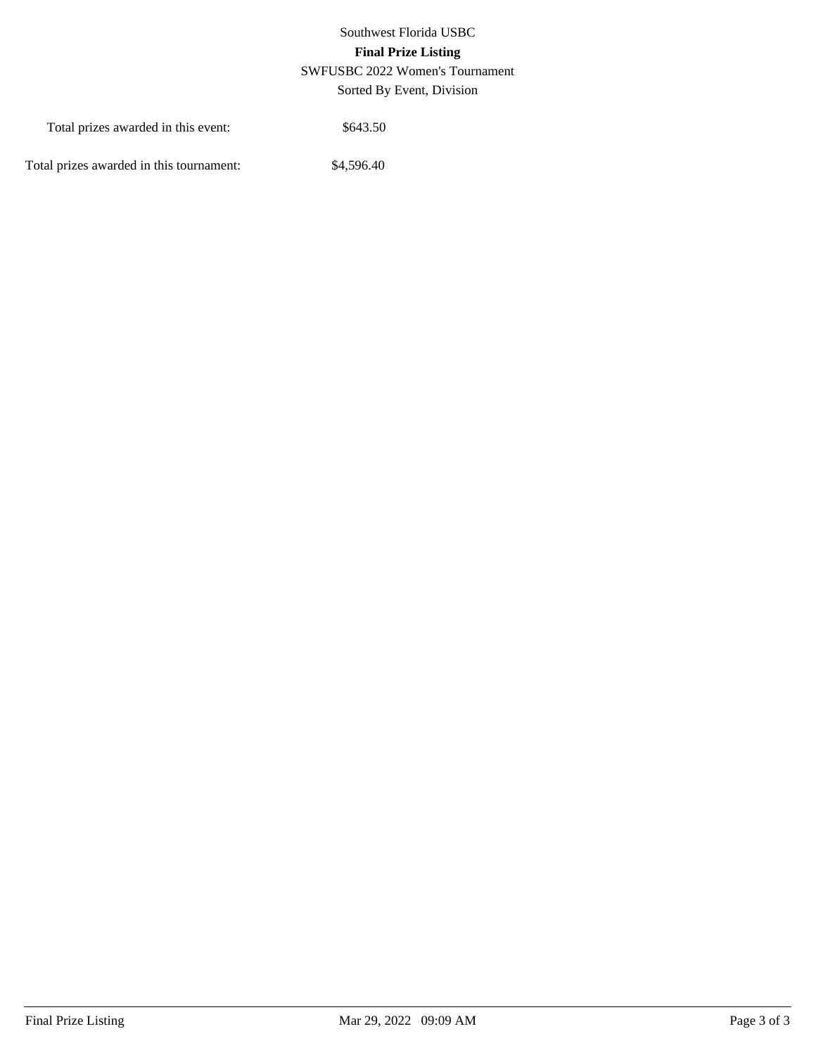Southwest Florida USBC

**Final Prize Listing**

SWFUSBC 2022 Women's Tournament

Sorted By Event, Division

| | |
|---|---|
| Total prizes awarded in this event: | $643.50 |
| Total prizes awarded in this tournament: | $4,596.40 |